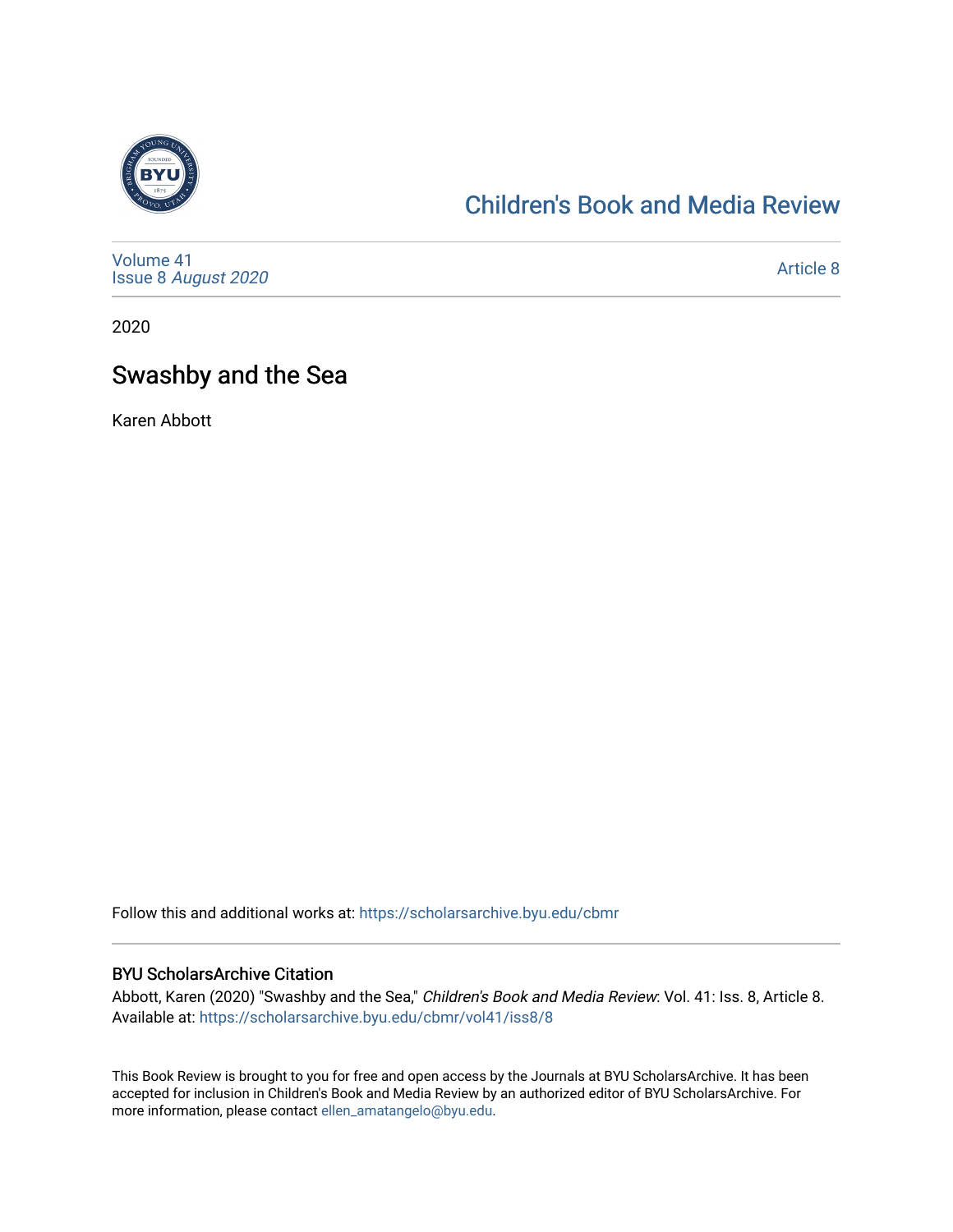# Children's Book and Media Review

Volume 41
Issue 8 *August 2020*

Article 8

2020

## Swashby and the Sea

Karen Abbott

Follow this and additional works at: https://scholarsarchive.byu.edu/cbmr

### BYU ScholarsArchive Citation

Abbott, Karen (2020) "Swashby and the Sea," *Children's Book and Media Review*: Vol. 41: Iss. 8, Article 8.
Available at: https://scholarsarchive.byu.edu/cbmr/vol41/iss8/8

This Book Review is brought to you for free and open access by the Journals at BYU ScholarsArchive. It has been accepted for inclusion in Children's Book and Media Review by an authorized editor of BYU ScholarsArchive. For more information, please contact ellen_amatangelo@byu.edu.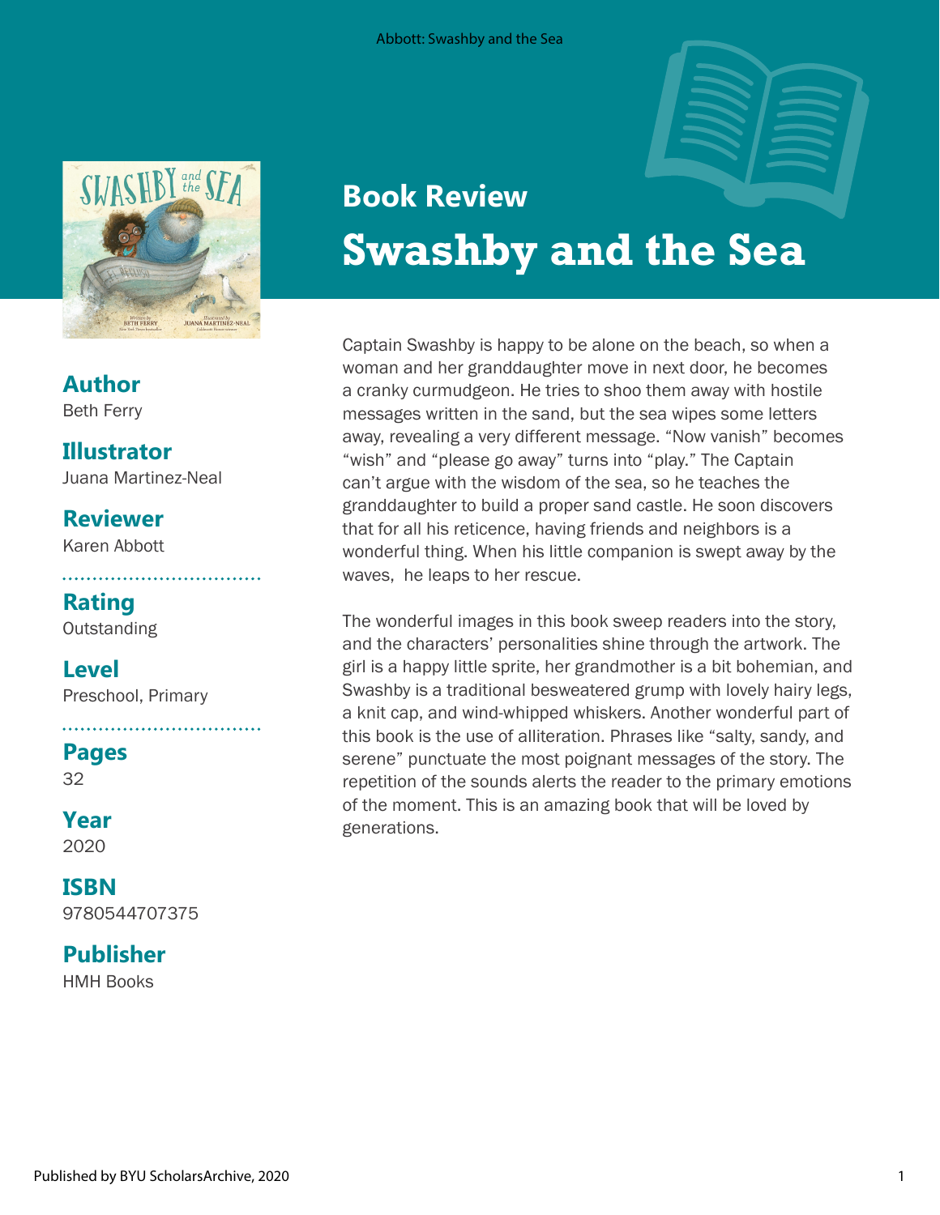## Book Review

# Swashby and the Sea

**Author**
Beth Ferry

**Illustrator**
Juana Martinez-Neal

**Reviewer**
Karen Abbott

**Rating**
Outstanding

**Level**
Preschool, Primary

**Pages**
32

**Year**
2020

**ISBN**
9780544707375

**Publisher**
HMH Books

Captain Swashby is happy to be alone on the beach, so when a woman and her granddaughter move in next door, he becomes a cranky curmudgeon. He tries to shoo them away with hostile messages written in the sand, but the sea wipes some letters away, revealing a very different message. "Now vanish" becomes "wish" and "please go away" turns into "play." The Captain can't argue with the wisdom of the sea, so he teaches the granddaughter to build a proper sand castle. He soon discovers that for all his reticence, having friends and neighbors is a wonderful thing. When his little companion is swept away by the waves, he leaps to her rescue.

The wonderful images in this book sweep readers into the story, and the characters' personalities shine through the artwork. The girl is a happy little sprite, her grandmother is a bit bohemian, and Swashby is a traditional besweatered grump with lovely hairy legs, a knit cap, and wind-whipped whiskers. Another wonderful part of this book is the use of alliteration. Phrases like "salty, sandy, and serene" punctuate the most poignant messages of the story. The repetition of the sounds alerts the reader to the primary emotions of the moment. This is an amazing book that will be loved by generations.